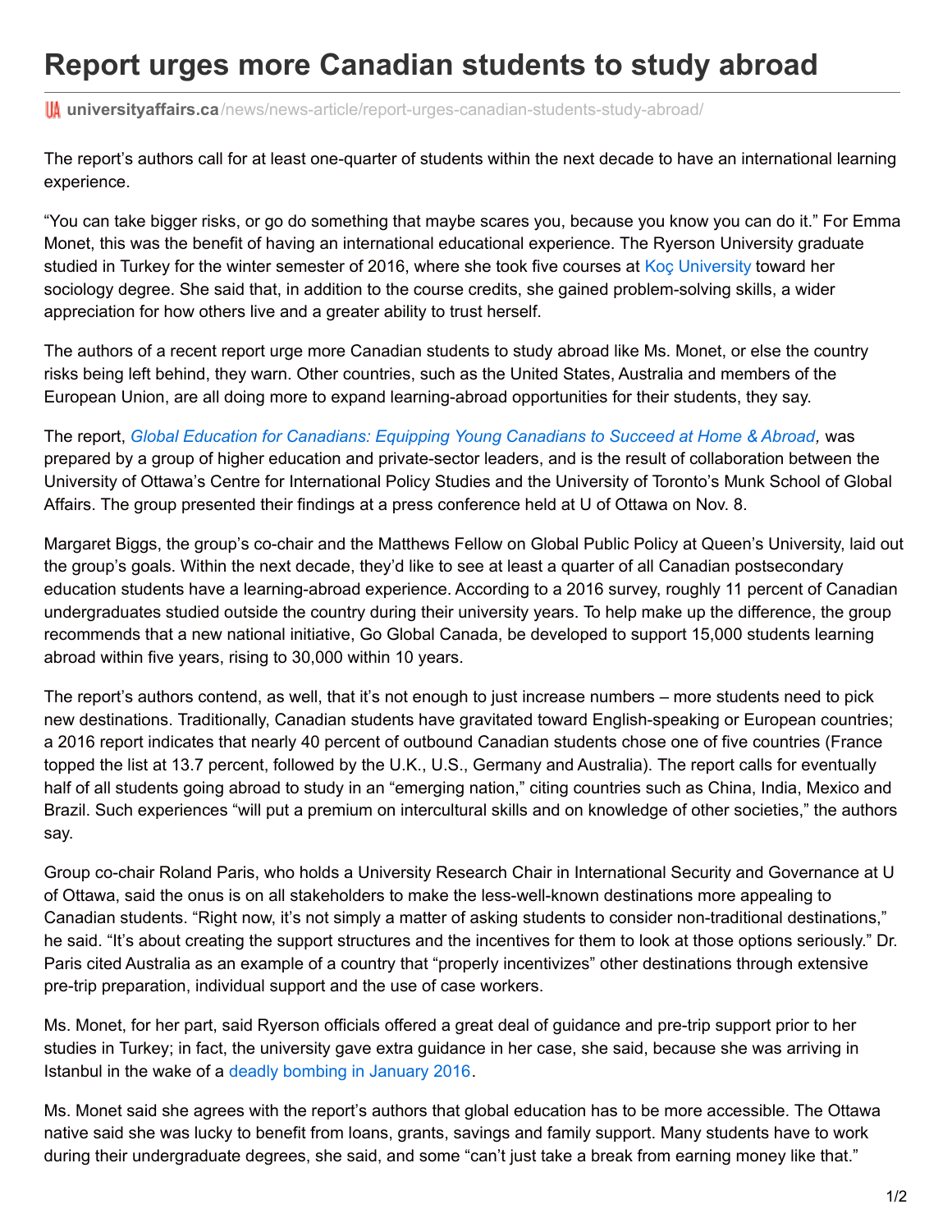# Report urges more Canadian students to study abroad

universityaffairs.ca/news/news-article/report-urges-canadian-students-study-abroad/

The report's authors call for at least one-quarter of students within the next decade to have an international learning experience.

"You can take bigger risks, or go do something that maybe scares you, because you know you can do it." For Emma Monet, this was the benefit of having an international educational experience. The Ryerson University graduate studied in Turkey for the winter semester of 2016, where she took five courses at Koç University toward her sociology degree. She said that, in addition to the course credits, she gained problem-solving skills, a wider appreciation for how others live and a greater ability to trust herself.

The authors of a recent report urge more Canadian students to study abroad like Ms. Monet, or else the country risks being left behind, they warn. Other countries, such as the United States, Australia and members of the European Union, are all doing more to expand learning-abroad opportunities for their students, they say.

The report, *Global Education for Canadians: Equipping Young Canadians to Succeed at Home & Abroad,* was prepared by a group of higher education and private-sector leaders, and is the result of collaboration between the University of Ottawa's Centre for International Policy Studies and the University of Toronto's Munk School of Global Affairs. The group presented their findings at a press conference held at U of Ottawa on Nov. 8.

Margaret Biggs, the group's co-chair and the Matthews Fellow on Global Public Policy at Queen's University, laid out the group's goals. Within the next decade, they'd like to see at least a quarter of all Canadian postsecondary education students have a learning-abroad experience. According to a 2016 survey, roughly 11 percent of Canadian undergraduates studied outside the country during their university years. To help make up the difference, the group recommends that a new national initiative, Go Global Canada, be developed to support 15,000 students learning abroad within five years, rising to 30,000 within 10 years.

The report's authors contend, as well, that it's not enough to just increase numbers – more students need to pick new destinations. Traditionally, Canadian students have gravitated toward English-speaking or European countries; a 2016 report indicates that nearly 40 percent of outbound Canadian students chose one of five countries (France topped the list at 13.7 percent, followed by the U.K., U.S., Germany and Australia). The report calls for eventually half of all students going abroad to study in an "emerging nation," citing countries such as China, India, Mexico and Brazil. Such experiences "will put a premium on intercultural skills and on knowledge of other societies," the authors say.

Group co-chair Roland Paris, who holds a University Research Chair in International Security and Governance at U of Ottawa, said the onus is on all stakeholders to make the less-well-known destinations more appealing to Canadian students. "Right now, it's not simply a matter of asking students to consider non-traditional destinations," he said. "It's about creating the support structures and the incentives for them to look at those options seriously." Dr. Paris cited Australia as an example of a country that "properly incentivizes" other destinations through extensive pre-trip preparation, individual support and the use of case workers.

Ms. Monet, for her part, said Ryerson officials offered a great deal of guidance and pre-trip support prior to her studies in Turkey; in fact, the university gave extra guidance in her case, she said, because she was arriving in Istanbul in the wake of a deadly bombing in January 2016.

Ms. Monet said she agrees with the report's authors that global education has to be more accessible. The Ottawa native said she was lucky to benefit from loans, grants, savings and family support. Many students have to work during their undergraduate degrees, she said, and some "can't just take a break from earning money like that."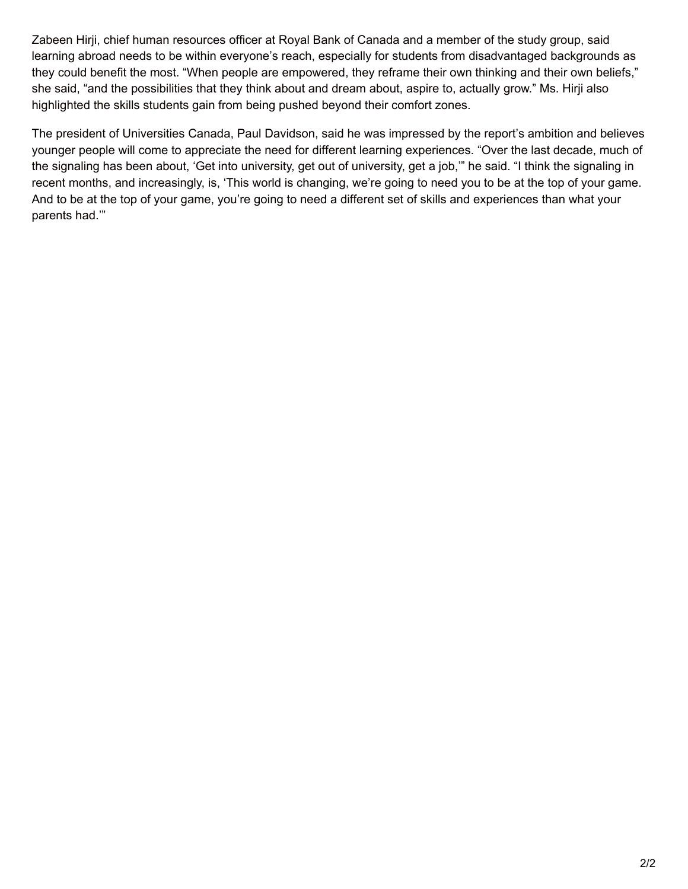Zabeen Hirji, chief human resources officer at Royal Bank of Canada and a member of the study group, said learning abroad needs to be within everyone's reach, especially for students from disadvantaged backgrounds as they could benefit the most. "When people are empowered, they reframe their own thinking and their own beliefs," she said, "and the possibilities that they think about and dream about, aspire to, actually grow." Ms. Hirji also highlighted the skills students gain from being pushed beyond their comfort zones.

The president of Universities Canada, Paul Davidson, said he was impressed by the report's ambition and believes younger people will come to appreciate the need for different learning experiences. "Over the last decade, much of the signaling has been about, 'Get into university, get out of university, get a job,'" he said. "I think the signaling in recent months, and increasingly, is, 'This world is changing, we're going to need you to be at the top of your game. And to be at the top of your game, you're going to need a different set of skills and experiences than what your parents had.'"